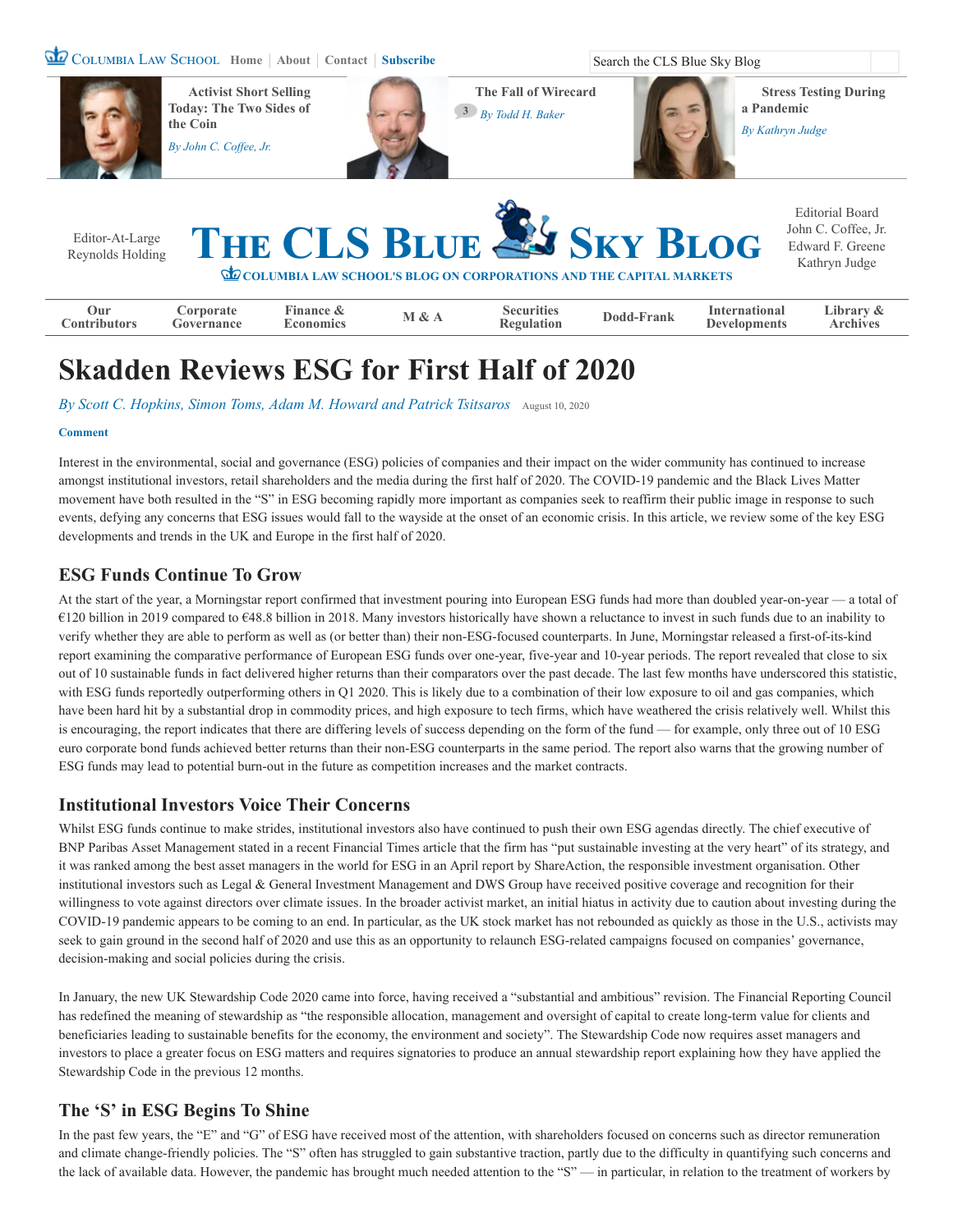# Skadden Reviews ESG for First Half of 2020

*By Scott C. Hopkins, Simon Toms, Adam M. Howard and Patrick Tsitsaros* August 10, 2020

Interest in the environmental, social and governance (ESG) policies of companies and their impact on the wider community has continued to increase amongst institutional investors, retail shareholders and the media during the first half of 2020. The COVID-19 pandemic and the Black Lives Matter movement have both resulted in the "S" in ESG becoming rapidly more important as companies seek to reaffirm their public image in response to such events, defying any concerns that ESG issues would fall to the wayside at the onset of an economic crisis. In this article, we review some of the key ESG developments and trends in the UK and Europe in the first half of 2020.

## ESG Funds Continue To Grow

At the start of the year, a Morningstar report confirmed that investment pouring into European ESG funds had more than doubled year-on-year — a total of €120 billion in 2019 compared to €48.8 billion in 2018. Many investors historically have shown a reluctance to invest in such funds due to an inability to verify whether they are able to perform as well as (or better than) their non-ESG-focused counterparts. In June, Morningstar released a first-of-its-kind report examining the comparative performance of European ESG funds over one-year, five-year and 10-year periods. The report revealed that close to six out of 10 sustainable funds in fact delivered higher returns than their comparators over the past decade. The last few months have underscored this statistic, with ESG funds reportedly outperforming others in Q1 2020. This is likely due to a combination of their low exposure to oil and gas companies, which have been hard hit by a substantial drop in commodity prices, and high exposure to tech firms, which have weathered the crisis relatively well. Whilst this is encouraging, the report indicates that there are differing levels of success depending on the form of the fund — for example, only three out of 10 ESG euro corporate bond funds achieved better returns than their non-ESG counterparts in the same period. The report also warns that the growing number of ESG funds may lead to potential burn-out in the future as competition increases and the market contracts.

## Institutional Investors Voice Their Concerns

Whilst ESG funds continue to make strides, institutional investors also have continued to push their own ESG agendas directly. The chief executive of BNP Paribas Asset Management stated in a recent Financial Times article that the firm has "put sustainable investing at the very heart" of its strategy, and it was ranked among the best asset managers in the world for ESG in an April report by ShareAction, the responsible investment organisation. Other institutional investors such as Legal & General Investment Management and DWS Group have received positive coverage and recognition for their willingness to vote against directors over climate issues. In the broader activist market, an initial hiatus in activity due to caution about investing during the COVID-19 pandemic appears to be coming to an end. In particular, as the UK stock market has not rebounded as quickly as those in the U.S., activists may seek to gain ground in the second half of 2020 and use this as an opportunity to relaunch ESG-related campaigns focused on companies' governance, decision-making and social policies during the crisis.

In January, the new UK Stewardship Code 2020 came into force, having received a "substantial and ambitious" revision. The Financial Reporting Council has redefined the meaning of stewardship as "the responsible allocation, management and oversight of capital to create long-term value for clients and beneficiaries leading to sustainable benefits for the economy, the environment and society". The Stewardship Code now requires asset managers and investors to place a greater focus on ESG matters and requires signatories to produce an annual stewardship report explaining how they have applied the Stewardship Code in the previous 12 months.

## The 'S' in ESG Begins To Shine

In the past few years, the "E" and "G" of ESG have received most of the attention, with shareholders focused on concerns such as director remuneration and climate change-friendly policies. The "S" often has struggled to gain substantive traction, partly due to the difficulty in quantifying such concerns and the lack of available data. However, the pandemic has brought much needed attention to the "S" — in particular, in relation to the treatment of workers by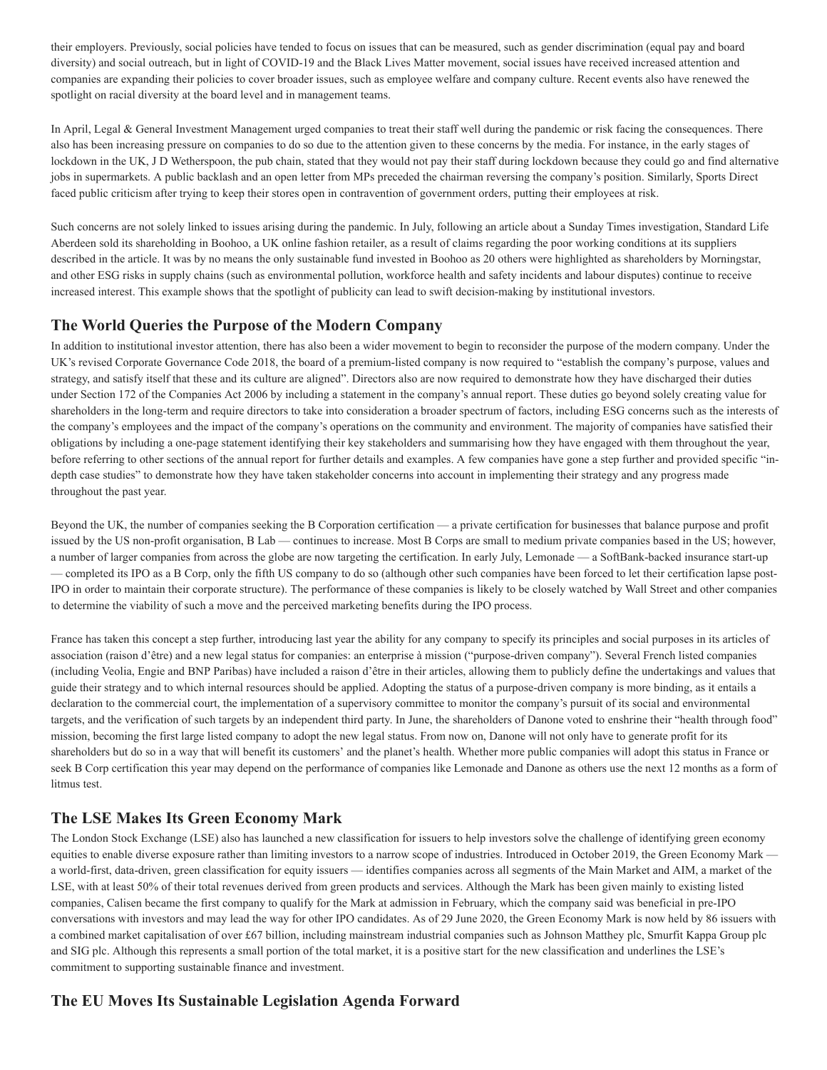their employers. Previously, social policies have tended to focus on issues that can be measured, such as gender discrimination (equal pay and board diversity) and social outreach, but in light of COVID-19 and the Black Lives Matter movement, social issues have received increased attention and companies are expanding their policies to cover broader issues, such as employee welfare and company culture. Recent events also have renewed the spotlight on racial diversity at the board level and in management teams.

In April, Legal & General Investment Management urged companies to treat their staff well during the pandemic or risk facing the consequences. There also has been increasing pressure on companies to do so due to the attention given to these concerns by the media. For instance, in the early stages of lockdown in the UK, J D Wetherspoon, the pub chain, stated that they would not pay their staff during lockdown because they could go and find alternative jobs in supermarkets. A public backlash and an open letter from MPs preceded the chairman reversing the company's position. Similarly, Sports Direct faced public criticism after trying to keep their stores open in contravention of government orders, putting their employees at risk.

Such concerns are not solely linked to issues arising during the pandemic. In July, following an article about a Sunday Times investigation, Standard Life Aberdeen sold its shareholding in Boohoo, a UK online fashion retailer, as a result of claims regarding the poor working conditions at its suppliers described in the article. It was by no means the only sustainable fund invested in Boohoo as 20 others were highlighted as shareholders by Morningstar, and other ESG risks in supply chains (such as environmental pollution, workforce health and safety incidents and labour disputes) continue to receive increased interest. This example shows that the spotlight of publicity can lead to swift decision-making by institutional investors.

## The World Queries the Purpose of the Modern Company

In addition to institutional investor attention, there has also been a wider movement to begin to reconsider the purpose of the modern company. Under the UK's revised Corporate Governance Code 2018, the board of a premium-listed company is now required to "establish the company's purpose, values and strategy, and satisfy itself that these and its culture are aligned". Directors also are now required to demonstrate how they have discharged their duties under Section 172 of the Companies Act 2006 by including a statement in the company's annual report. These duties go beyond solely creating value for shareholders in the long-term and require directors to take into consideration a broader spectrum of factors, including ESG concerns such as the interests of the company's employees and the impact of the company's operations on the community and environment. The majority of companies have satisfied their obligations by including a one-page statement identifying their key stakeholders and summarising how they have engaged with them throughout the year, before referring to other sections of the annual report for further details and examples. A few companies have gone a step further and provided specific "in-depth case studies" to demonstrate how they have taken stakeholder concerns into account in implementing their strategy and any progress made throughout the past year.

Beyond the UK, the number of companies seeking the B Corporation certification — a private certification for businesses that balance purpose and profit issued by the US non-profit organisation, B Lab — continues to increase. Most B Corps are small to medium private companies based in the US; however, a number of larger companies from across the globe are now targeting the certification. In early July, Lemonade — a SoftBank-backed insurance start-up — completed its IPO as a B Corp, only the fifth US company to do so (although other such companies have been forced to let their certification lapse post-IPO in order to maintain their corporate structure). The performance of these companies is likely to be closely watched by Wall Street and other companies to determine the viability of such a move and the perceived marketing benefits during the IPO process.

France has taken this concept a step further, introducing last year the ability for any company to specify its principles and social purposes in its articles of association (raison d'être) and a new legal status for companies: an enterprise à mission ("purpose-driven company"). Several French listed companies (including Veolia, Engie and BNP Paribas) have included a raison d'être in their articles, allowing them to publicly define the undertakings and values that guide their strategy and to which internal resources should be applied. Adopting the status of a purpose-driven company is more binding, as it entails a declaration to the commercial court, the implementation of a supervisory committee to monitor the company's pursuit of its social and environmental targets, and the verification of such targets by an independent third party. In June, the shareholders of Danone voted to enshrine their "health through food" mission, becoming the first large listed company to adopt the new legal status. From now on, Danone will not only have to generate profit for its shareholders but do so in a way that will benefit its customers' and the planet's health. Whether more public companies will adopt this status in France or seek B Corp certification this year may depend on the performance of companies like Lemonade and Danone as others use the next 12 months as a form of litmus test.

## The LSE Makes Its Green Economy Mark

The London Stock Exchange (LSE) also has launched a new classification for issuers to help investors solve the challenge of identifying green economy equities to enable diverse exposure rather than limiting investors to a narrow scope of industries. Introduced in October 2019, the Green Economy Mark — a world-first, data-driven, green classification for equity issuers — identifies companies across all segments of the Main Market and AIM, a market of the LSE, with at least 50% of their total revenues derived from green products and services. Although the Mark has been given mainly to existing listed companies, Calisen became the first company to qualify for the Mark at admission in February, which the company said was beneficial in pre-IPO conversations with investors and may lead the way for other IPO candidates. As of 29 June 2020, the Green Economy Mark is now held by 86 issuers with a combined market capitalisation of over £67 billion, including mainstream industrial companies such as Johnson Matthey plc, Smurfit Kappa Group plc and SIG plc. Although this represents a small portion of the total market, it is a positive start for the new classification and underlines the LSE's commitment to supporting sustainable finance and investment.

## The EU Moves Its Sustainable Legislation Agenda Forward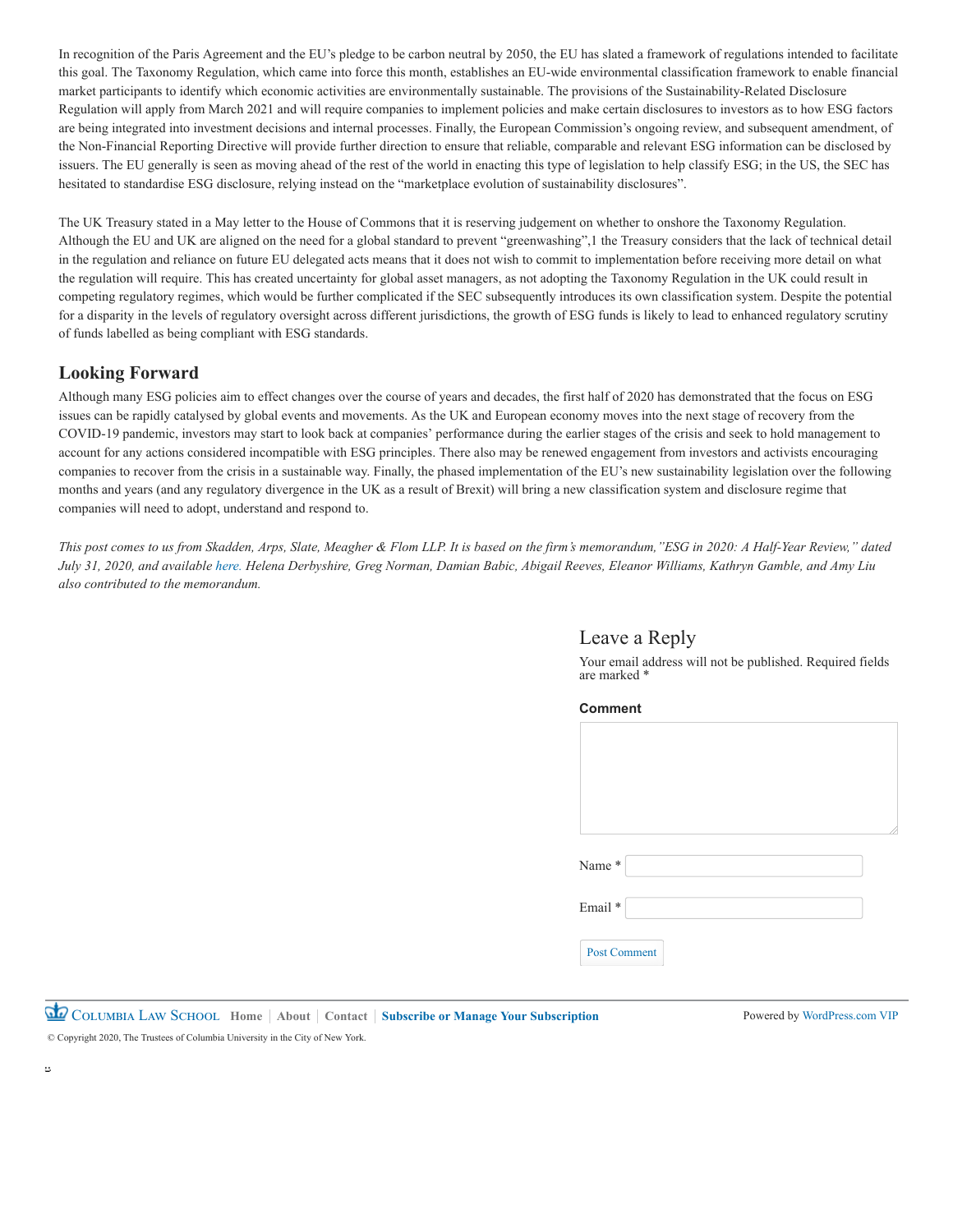In recognition of the Paris Agreement and the EU's pledge to be carbon neutral by 2050, the EU has slated a framework of regulations intended to facilitate this goal. The Taxonomy Regulation, which came into force this month, establishes an EU-wide environmental classification framework to enable financial market participants to identify which economic activities are environmentally sustainable. The provisions of the Sustainability-Related Disclosure Regulation will apply from March 2021 and will require companies to implement policies and make certain disclosures to investors as to how ESG factors are being integrated into investment decisions and internal processes. Finally, the European Commission's ongoing review, and subsequent amendment, of the Non-Financial Reporting Directive will provide further direction to ensure that reliable, comparable and relevant ESG information can be disclosed by issuers. The EU generally is seen as moving ahead of the rest of the world in enacting this type of legislation to help classify ESG; in the US, the SEC has hesitated to standardise ESG disclosure, relying instead on the "marketplace evolution of sustainability disclosures".

The UK Treasury stated in a May letter to the House of Commons that it is reserving judgement on whether to onshore the Taxonomy Regulation. Although the EU and UK are aligned on the need for a global standard to prevent "greenwashing",[1] the Treasury considers that the lack of technical detail in the regulation and reliance on future EU delegated acts means that it does not wish to commit to implementation before receiving more detail on what the regulation will require. This has created uncertainty for global asset managers, as not adopting the Taxonomy Regulation in the UK could result in competing regulatory regimes, which would be further complicated if the SEC subsequently introduces its own classification system. Despite the potential for a disparity in the levels of regulatory oversight across different jurisdictions, the growth of ESG funds is likely to lead to enhanced regulatory scrutiny of funds labelled as being compliant with ESG standards.

## Looking Forward

Although many ESG policies aim to effect changes over the course of years and decades, the first half of 2020 has demonstrated that the focus on ESG issues can be rapidly catalysed by global events and movements. As the UK and European economy moves into the next stage of recovery from the COVID-19 pandemic, investors may start to look back at companies' performance during the earlier stages of the crisis and seek to hold management to account for any actions considered incompatible with ESG principles. There also may be renewed engagement from investors and activists encouraging companies to recover from the crisis in a sustainable way. Finally, the phased implementation of the EU's new sustainability legislation over the following months and years (and any regulatory divergence in the UK as a result of Brexit) will bring a new classification system and disclosure regime that companies will need to adopt, understand and respond to.

*This post comes to us from Skadden, Arps, Slate, Meagher & Flom LLP. It is based on the firm's memorandum,"ESG in 2020: A Half-Year Review," dated July 31, 2020, and available here. Helena Derbyshire, Greg Norman, Damian Babic, Abigail Reeves, Eleanor Williams, Kathryn Gamble, and Amy Liu also contributed to the memorandum.*

### Leave a Reply

Your email address will not be published. Required fields are marked *

**Comment**

Name *

Email *

Post Comment

Columbia Law School Home | About | Contact | **Subscribe or Manage Your Subscription**

Powered by WordPress.com VIP

© Copyright 2020, The Trustees of Columbia University in the City of New York.